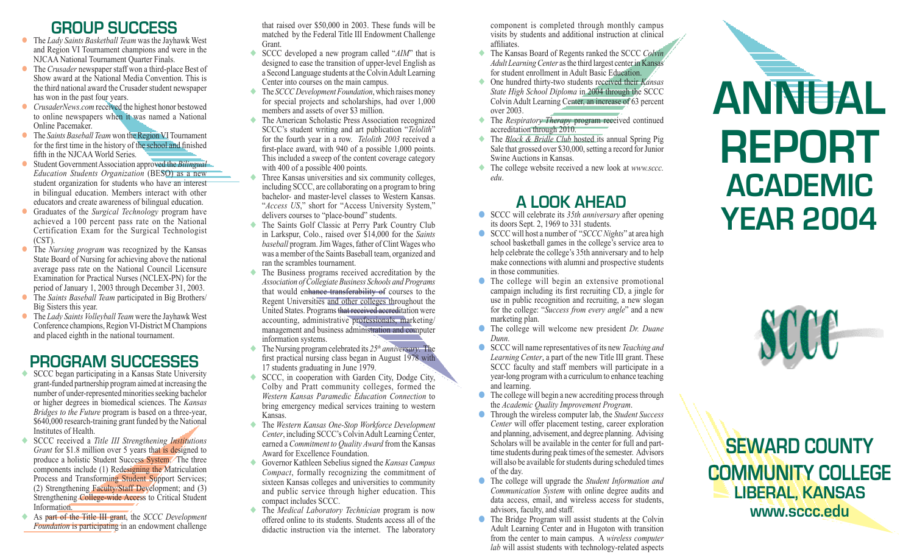# ANNUAL REPORT ACADEMIC YEAR 2004

## SEWARD COUNTY COMMUNITY COLLEGE

### LIBERAL, KANSAS

www.sccc.edu

## GROUP SUCCESS

- The *Lady Saints Basketball Team* was the Jayhawk West and Region VI Tournament champions and were in the NJCAA National Tournament Quarter Finals.
- The *Crusader* newspaper staff won a third-place Best of Show award at the National Media Convention. This is the third national award the Crusader student newspaper has won in the past four years.
- *CrusaderNews.com* received the highest honor bestowed to online newspapers when it was named a National Online Pacemaker.
- The *Saints Baseball Team* won the Region VI Tournament for the first time in the history of the school and finished fifth in the NJCAA World Series.
- Student Government Association approved the *Bilingual Education Students Organization* (BESO) as a new student organization for students who have an interest in bilingual education. Members interact with other educators and create awareness of bilingual education.
- Graduates of the *Surgical Technology* program have achieved a 100 percent pass rate on the National Certification Exam for the Surgical Technologist (CST).
- The *Nursing program* was recognized by the Kansas State Board of Nursing for achieving above the national average pass rate on the National Council Licensure Examination for Practical Nurses (NCLEX-PN) for the period of January 1, 2003 through December 31, 2003.
- The *Saints Baseball Team* participated in Big Brothers/Big Sisters this year.
- The *Lady Saints Volleyball Team* were the Jayhawk West Conference champions, Region VI-District M Champions and placed eighth in the national tournament.

## PROGRAM SUCCESSES

- SCCC began participating in a Kansas State University grant-funded partnership program aimed at increasing the number of under-represented minorities seeking bachelor or higher degrees in biomedical sciences. The *Kansas Bridges to the Future* program is based on a three-year, $640,000 research-training grant funded by the National Institutes of Health.
- SCCC received a *Title III Strengthening Institutions Grant* for $1.8 million over 5 years that is designed to produce a holistic Student Success System. The three components include (1) Redesigning the Matriculation Process and Transforming Student Support Services; (2) Strengthening Faculty/Staff Development; and (3) Strengthening College-wide Access to Critical Student Information.
- As part of the Title III grant, the *SCCC Development Foundation* is participating in an endowment challenge that raised over $50,000 in 2003. These funds will be matched by the Federal Title III Endowment Challenge Grant.
- SCCC developed a new program called "*AIM*" that is designed to ease the transition of upper-level English as a Second Language students at the Colvin Adult Learning Center into courses on the main campus.
- The *SCCC Development Foundation*, which raises money for special projects and scholarships, had over 1,000 members and assets of over $3 million.
- The American Scholastic Press Association recognized SCCC's student writing and art publication "*Telolith*" for the fourth year in a row. *Telolith 2003* received a first-place award, with 940 of a possible 1,000 points. This included a sweep of the content coverage category with 400 of a possible 400 points.
- Three Kansas universities and six community colleges, including SCCC, are collaborating on a program to bring bachelor- and master-level classes to Western Kansas. "*Access US*," short for "Access University System," delivers courses to "place-bound" students.
- The Saints Golf Classic at Perry Park Country Club in Larkspur, Colo., raised over $14,000 for the *Saints baseball* program. Jim Wages, father of Clint Wages who was a member of the Saints Baseball team, organized and ran the scrambles tournament.
- The Business programs received accreditation by the *Association of Collegiate Business Schools and Programs* that would enhance transferability of courses to the Regent Universities and other colleges throughout the United States. Programs that received accreditation were accounting, administrative professionals, marketing/management and business administration and computer information systems.
- The Nursing program celebrated its *25th anniversary*. The first practical nursing class began in August 1978 with 17 students graduating in June 1979.
- SCCC, in cooperation with Garden City, Dodge City, Colby and Pratt community colleges, formed the *Western Kansas Paramedic Education Connection* to bring emergency medical services training to western Kansas.
- The *Western Kansas One-Stop Workforce Development Center*, including SCCC's Colvin Adult Learning Center, earned a *Commitment to Quality Award* from the Kansas Award for Excellence Foundation.
- Governor Kathleen Sebelius signed the *Kansas Campus Compact*, formally recognizing the commitment of sixteen Kansas colleges and universities to community and public service through higher education. This compact includes SCCC.
- The *Medical Laboratory Technician* program is now offered online to its students. Students access all of the didactic instruction via the internet. The laboratory component is completed through monthly campus visits by students and additional instruction at clinical affiliates.
- The Kansas Board of Regents ranked the SCCC *Colvin Adult Learning Center* as the third largest center in Kansas for student enrollment in Adult Basic Education.
- One hundred thirty-two students received their *Kansas State High School Diploma* in 2004 through the SCCC Colvin Adult Learning Center, an increase of 63 percent over 2003.
- The *Respiratory Therapy* program received continued accreditation through 2010.
- The *Block & Bridle Club* hosted its annual Spring Pig Sale that grossed over $30,000, setting a record for Junior Swine Auctions in Kansas.
- The college website received a new look at *www.sccc.edu*.

## A LOOK AHEAD

- SCCC will celebrate its *35th anniversary* after opening its doors Sept. 2, 1969 to 331 students.
- SCCC will host a number of "*SCCC Nights*" at area high school basketball games in the college's service area to help celebrate the college's 35th anniversary and to help make connections with alumni and prospective students in those communities.
- The college will begin an extensive promotional campaign including its first recruiting CD, a jingle for use in public recognition and recruiting, a new slogan for the college: "*Success from every angle*" and a new marketing plan.
- The college will welcome new president *Dr. Duane Dunn*.
- SCCC will name representatives of its new *Teaching and Learning Center*, a part of the new Title III grant. These SCCC faculty and staff members will participate in a year-long program with a curriculum to enhance teaching and learning.
- The college will begin a new accrediting process through the *Academic Quality Improvement Program*.
- Through the wireless computer lab, the *Student Success Center* will offer placement testing, career exploration and planning, advisement, and degree planning. Advising Scholars will be available in the center for full and part-time students during peak times of the semester. Advisors will also be available for students during scheduled times of the day.
- The college will upgrade the *Student Information and Communication System* with online degree audits and data access, email, and wireless access for students, advisors, faculty, and staff.
- The Bridge Program will assist students at the Colvin Adult Learning Center and in Hugoton with transition from the center to main campus. A *wireless computer lab* will assist students with technology-related aspects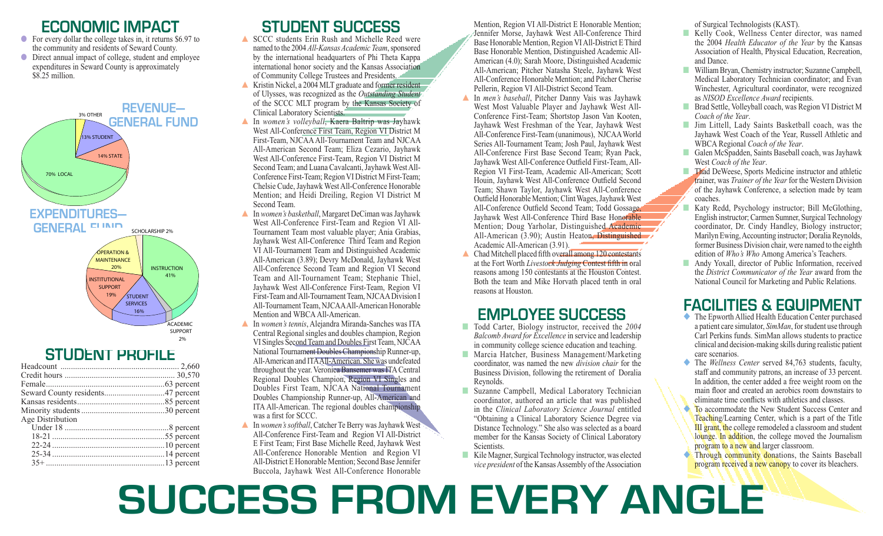## ECONOMIC IMPACT

- For every dollar the college takes in, it returns $6.97 to the community and residents of Seward County.
- Direct annual impact of college, student and employee expenditures in Seward County is approximately $8.25 million.

### REVENUE—GENERAL FUND

3% OTHER
13% STUDENT
14% STATE
70% LOCAL

### EXPENDITURES—GENERAL FUND

SCHOLARSHIP 2%
OPERATION & MAINTENANCE 20%
INSTRUCTION 41%
INSTITUTIONAL SUPPORT 19%
STUDENT SERVICES 16%
ACADEMIC SUPPORT 2%

## STUDENT PROFILE

| | |
|---|---|
| Headcount | 2,660 |
| Credit hours | 30,570 |
| Female | 63 percent |
| Seward County residents | 47 percent |
| Kansas residents | 85 percent |
| Minority students | 30 percent |
| Age Distribution | |
| Under 18 | 8 percent |
| 18-21 | 55 percent |
| 22-24 | 10 percent |
| 25-34 | 14 percent |
| 35+ | 13 percent |

## STUDENT SUCCESS

- SCCC students Erin Rush and Michelle Reed were named to the 2004 *All-Kansas Academic Team*, sponsored by the international headquarters of Phi Theta Kappa international honor society and the Kansas Association of Community College Trustees and Presidents.
- Kristin Nickel, a 2004 MLT graduate and former resident of Ulysses, was recognized as the *Outstanding Student* of the SCCC MLT program by the Kansas Society of Clinical Laboratory Scientists.
- In *women's volleyball*, Kaera Baltrip was Jayhawk West All-Conference First Team, Region VI District M First-Team, NJCAA All-Tournament Team and NJCAA All-American Second Team; Eliza Cezario, Jayhawk West All-Conference First-Team, Region VI District M Second Team; and Luana Cavalcanti, Jayhawk West All-Conference First-Team; Region VI District M First-Team; Chelsie Cude, Jayhawk West All-Conference Honorable Mention; and Heidi Dreiling, Region VI District M Second Team.
- In *women's basketball*, Margaret DeCiman was Jayhawk West All-Conference First-Team and Region VI All-Tournament Team most valuable player; Ania Grabias, Jayhawk West All-Conference Third Team and Region VI All-Tournament Team and Distinguished Academic All-American (3.89); Devry McDonald, Jayhawk West All-Conference Second Team and Region VI Second Team and All-Tournament Team; Stephanie Thiel, Jayhawk West All-Conference First-Team, Region VI First-Team and All-Tournament Team, NJCAA Division I All-Tournament Team, NJCAA All-American Honorable Mention and WBCA All-American.
- In *women's tennis*, Alejandra Miranda-Sanches was ITA Central Regional singles and doubles champion, Region VI Singles Second Team and Doubles First Team, NJCAA National Tournament Doubles Championship Runner-up, All-American and ITA All-American. She was undefeated throughout the year. Veronica Bansemer was ITA Central Regional Doubles Champion, Region VI Singles and Doubles First Team, NJCAA National Tournament Doubles Championship Runner-up, All-American and ITA All-American. The regional doubles championship was a first for SCCC.
- In *women's softball*, Catcher Te Berry was Jayhawk West All-Conference First-Team and Region VI All-District E First Team; First Base Michelle Reed, Jayhawk West All-Conference Honorable Mention and Region VI All-District E Honorable Mention; Second Base Jennifer Buccola, Jayhawk West All-Conference Honorable Mention, Region VI All-District E Honorable Mention; Jennifer Morse, Jayhawk West All-Conference Third Base Honorable Mention, Region VI All-District E Third Base Honorable Mention, Distinguished Academic All-American (4.0); Sarah Moore, Distinguished Academic All-American; Pitcher Natasha Steele, Jayhawk West All-Conference Honorable Mention; and Pitcher Cherise Pellerin, Region VI All-District Second Team.
- In *men's baseball*, Pitcher Danny Vais was Jayhawk West Most Valuable Player and Jayhawk West All-Conference First-Team; Shortstop Jason Van Kooten, Jayhawk West Freshman of the Year, Jayhawk West All-Conference First-Team (unanimous), NJCAA World Series All-Tournament Team; Josh Paul, Jayhawk West All-Conference First Base Second Team; Ryan Pack, Jayhawk West All-Conference Outfield First-Team, All-Region VI First-Team, Academic All-American; Scott Houin, Jayhawk West All-Conference Outfield Second Team; Shawn Taylor, Jayhawk West All-Conference Outfield Honorable Mention; Clint Wages, Jayhawk West All-Conference Outfield Second Team; Todd Gossage, Jayhawk West All-Conference Third Base Honorable Mention; Doug Yarholar, Distinguished Academic All-American (3.90); Austin Heaton, Distinguished Academic All-American (3.91).
- Chad Mitchell placed fifth overall among 120 contestants at the Fort Worth *Livestock Judging* Contest fifth in oral reasons among 150 contestants at the Houston Contest. Both the team and Mike Horvath placed tenth in oral reasons at Houston.

## EMPLOYEE SUCCESS

- Todd Carter, Biology instructor, received the *2004 Balcomb Award for Excellence* in service and leadership in community college science education and teaching.
- Marcia Hatcher, Business Management/Marketing coordinator, was named the new *division chair* for the Business Division, following the retirement of Doralia Reynolds.
- Suzanne Campbell, Medical Laboratory Technician coordinator, authored an article that was published in the *Clinical Laboratory Science Journal* entitled "Obtaining a Clinical Laboratory Science Degree via Distance Technology." She also was selected as a board member for the Kansas Society of Clinical Laboratory Scientists.
- Kile Magner, Surgical Technology instructor, was elected *vice president* of the Kansas Assembly of the Association of Surgical Technologists (KAST).
- Kelly Cook, Wellness Center director, was named the 2004 *Health Educator of the Year* by the Kansas Association of Health, Physical Education, Recreation, and Dance.
- William Bryan, Chemistry instructor; Suzanne Campbell, Medical Laboratory Technician coordinator; and Evan Winchester, Agricultural coordinator, were recognized as *NISOD Excellence Award* recipients.
- Brad Settle, Volleyball coach, was Region VI District M *Coach of the Year*.
- Jim Littell, Lady Saints Basketball coach, was the Jayhawk West Coach of the Year, Russell Athletic and WBCA Regional *Coach of the Year*.
- Galen McSpadden, Saints Baseball coach, was Jayhawk West *Coach of the Year*.
- Thad DeWeese, Sports Medicine instructor and athletic trainer, was *Trainer of the Year* for the Western Division of the Jayhawk Conference, a selection made by team coaches.
- Katy Redd, Psychology instructor; Bill McGlothing, English instructor; Carmen Sumner, Surgical Technology coordinator, Dr. Cindy Handley, Biology instructor; Marilyn Ewing, Accounting instructor; Doralia Reynolds, former Business Division chair, were named to the eighth edition of *Who's Who* Among America's Teachers.
- Andy Yoxall, director of Public Information, received the *District Communicator of the Year* award from the National Council for Marketing and Public Relations.

## FACILITIES & EQUIPMENT

- The Epworth Allied Health Education Center purchased a patient care simulator, *SimMan*, for student use through Carl Perkins funds. SimMan allows students to practice clinical and decision-making skills during realistic patient care scenarios.
- The *Wellness Center* served 84,763 students, faculty, staff and community patrons, an increase of 33 percent. In addition, the center added a free weight room on the main floor and created an aerobics room downstairs to eliminate time conflicts with athletics and classes.
- To accommodate the New Student Success Center and Teaching/Learning Center, which is a part of the Title III grant, the college remodeled a classroom and student lounge. In addition, the college moved the Journalism program to a new and larger classroom.
- Through community donations, the Saints Baseball program received a new canopy to cover its bleachers.

# SUCCESS FROM EVERY ANGLE